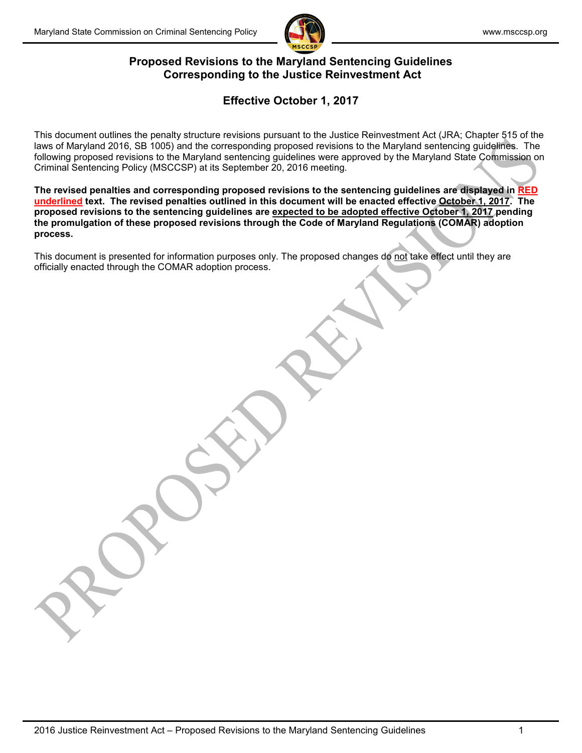# Proposed Revisions to the Maryland Sentencing Guidelines Corresponding to the Justice Reinvestment Act

## Effective October 1, 2017

This document outlines the penalty structure revisions pursuant to the Justice Reinvestment Act (JRA; Chapter 515 of the laws of Maryland 2016, SB 1005) and the corresponding proposed revisions to the Maryland sentencing guidelines. The following proposed revisions to the Maryland sentencing guidelines were approved by the Maryland State Commission on Criminal Sentencing Policy (MSCCSP) at its September 20, 2016 meeting.

**The revised penalties and corresponding proposed revisions to the sentencing guidelines are displayed in RED underlined text. The revised penalties outlined in this document will be enacted effective October 1, 2017. The proposed revisions to the sentencing guidelines are expected to be adopted effective October 1, 2017 pending the promulgation of these proposed revisions through the Code of Maryland Regulations (COMAR) adoption process.**

This document is presented for information purposes only. The proposed changes do not take effect until they are officially enacted through the COMAR adoption process.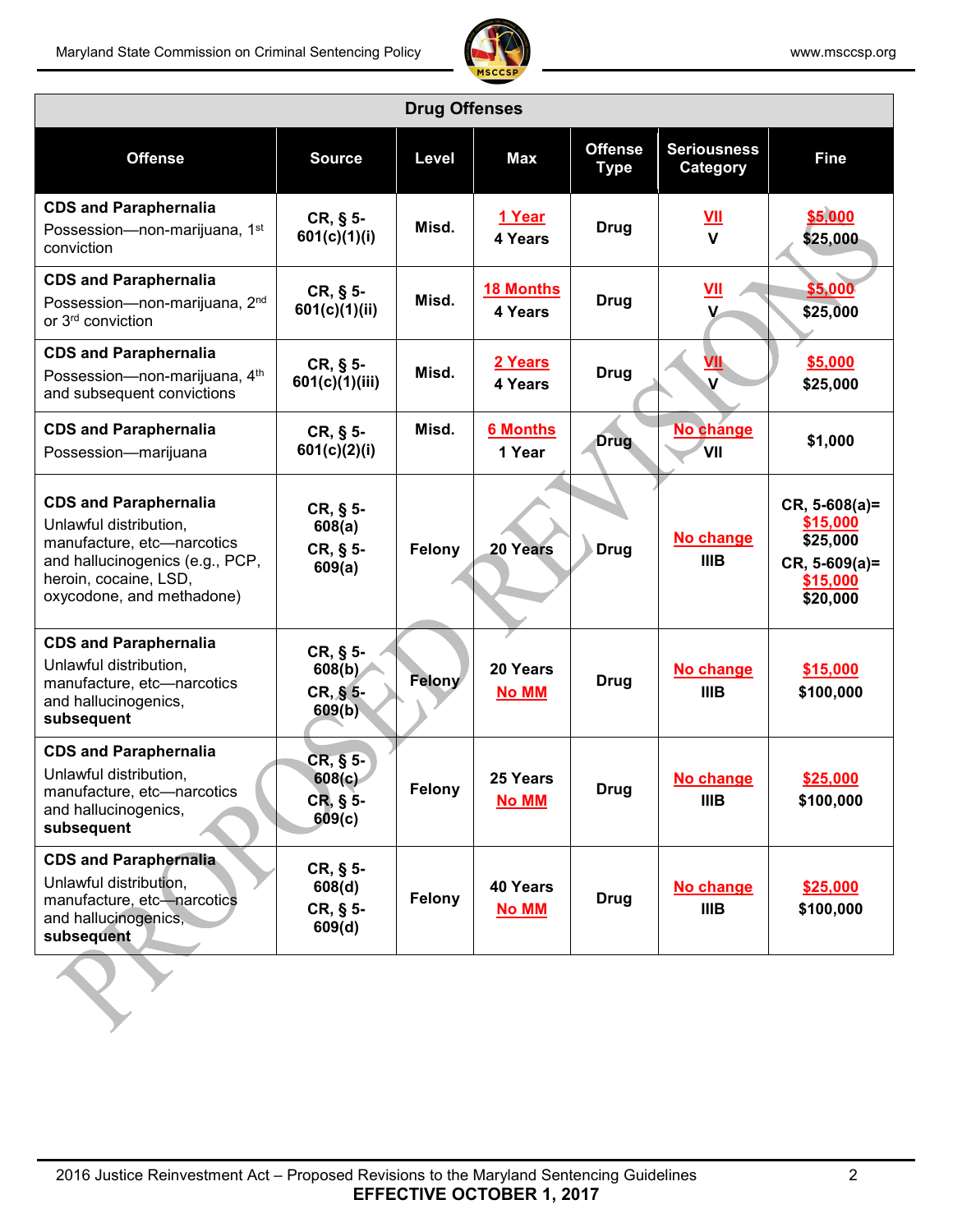| Drug Offenses | | | | | | |
|---|---|---|---|---|---|---|
| **Offense** | **Source** | **Level** | **Max** | **Offense Type** | **Seriousness Category** | **Fine** |
| **CDS and Paraphernalia** Possession—non-marijuana, 1st conviction | **CR, § 5-601(c)(1)(i)** | **Misd.** | **1 Year** **4 Years** | **Drug** | **VII** **V** | **$5,000** **$25,000** |
| **CDS and Paraphernalia** Possession—non-marijuana, 2nd or 3rd conviction | **CR, § 5-601(c)(1)(ii)** | **Misd.** | **18 Months** **4 Years** | **Drug** | **VII** **V** | **$5,000** **$25,000** |
| **CDS and Paraphernalia** Possession—non-marijuana, 4th and subsequent convictions | **CR, § 5-601(c)(1)(iii)** | **Misd.** | **2 Years** **4 Years** | **Drug** | **VII** **V** | **$5,000** **$25,000** |
| **CDS and Paraphernalia** Possession—marijuana | **CR, § 5-601(c)(2)(i)** | **Misd.** | **6 Months** **1 Year** | **Drug** | **No change** **VII** | **$1,000** |
| **CDS and Paraphernalia** Unlawful distribution, manufacture, etc—narcotics and hallucinogenics (e.g., PCP, heroin, cocaine, LSD, oxycodone, and methadone) | **CR, § 5-608(a)** **CR, § 5-609(a)** | **Felony** | **20 Years** | **Drug** | **No change** **IIIB** | **CR, 5-608(a)= $15,000 $25,000** **CR, 5-609(a)= $15,000 $20,000** |
| **CDS and Paraphernalia** Unlawful distribution, manufacture, etc—narcotics and hallucinogenics, **subsequent** | **CR, § 5-608(b)** **CR, § 5-609(b)** | **Felony** | **20 Years** **No MM** | **Drug** | **No change** **IIIB** | **$15,000** **$100,000** |
| **CDS and Paraphernalia** Unlawful distribution, manufacture, etc—narcotics and hallucinogenics, **subsequent** | **CR, § 5-608(c)** **CR, § 5-609(c)** | **Felony** | **25 Years** **No MM** | **Drug** | **No change** **IIIB** | **$25,000** **$100,000** |
| **CDS and Paraphernalia** Unlawful distribution, manufacture, etc—narcotics and hallucinogenics, **subsequent** | **CR, § 5-608(d)** **CR, § 5-609(d)** | **Felony** | **40 Years** **No MM** | **Drug** | **No change** **IIIB** | **$25,000** **$100,000** |

2016 Justice Reinvestment Act – Proposed Revisions to the Maryland Sentencing Guidelines
**EFFECTIVE OCTOBER 1, 2017**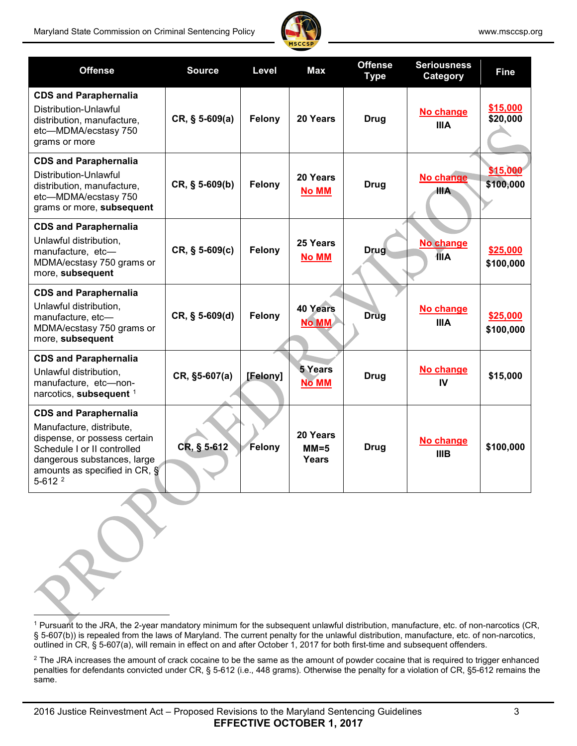| Offense | Source | Level | Max | Offense Type | Seriousness Category | Fine |
|---|---|---|---|---|---|---|
| **CDS and Paraphernalia** Distribution-Unlawful distribution, manufacture, etc—MDMA/ecstasy 750 grams or more | **CR, § 5-609(a)** | **Felony** | **20 Years** | **Drug** | **No change** **IIIA** | **$15,000** **$20,000** |
| **CDS and Paraphernalia** Distribution-Unlawful distribution, manufacture, etc—MDMA/ecstasy 750 grams or more, **subsequent** | **CR, § 5-609(b)** | **Felony** | **20 Years** **No MM** | **Drug** | **No change** **IIIA** | **$15,000** **$100,000** |
| **CDS and Paraphernalia** Unlawful distribution, manufacture, etc—MDMA/ecstasy 750 grams or more, **subsequent** | **CR, § 5-609(c)** | **Felony** | **25 Years** **No MM** | **Drug** | **No change** **IIIA** | **$25,000** **$100,000** |
| **CDS and Paraphernalia** Unlawful distribution, manufacture, etc—MDMA/ecstasy 750 grams or more, **subsequent** | **CR, § 5-609(d)** | **Felony** | **40 Years** **No MM** | **Drug** | **No change** **IIIA** | **$25,000** **$100,000** |
| **CDS and Paraphernalia** Unlawful distribution, manufacture, etc—non-narcotics, **subsequent** [1] | **CR, §5-607(a)** | **[Felony]** | **5 Years** **No MM** | **Drug** | **No change** **IV** | **$15,000** |
| **CDS and Paraphernalia** Manufacture, distribute, dispense, or possess certain Schedule I or II controlled dangerous substances, large amounts as specified in CR, § 5-612 [2] | **CR, § 5-612** | **Felony** | **20 Years** **MM=5 Years** | **Drug** | **No change** **IIIB** | **$100,000** |

[1] Pursuant to the JRA, the 2-year mandatory minimum for the subsequent unlawful distribution, manufacture, etc. of non-narcotics (CR, § 5-607(b)) is repealed from the laws of Maryland. The current penalty for the unlawful distribution, manufacture, etc. of non-narcotics, outlined in CR, § 5-607(a), will remain in effect on and after October 1, 2017 for both first-time and subsequent offenders.

[2] The JRA increases the amount of crack cocaine to be the same as the amount of powder cocaine that is required to trigger enhanced penalties for defendants convicted under CR, § 5-612 (i.e., 448 grams). Otherwise the penalty for a violation of CR, §5-612 remains the same.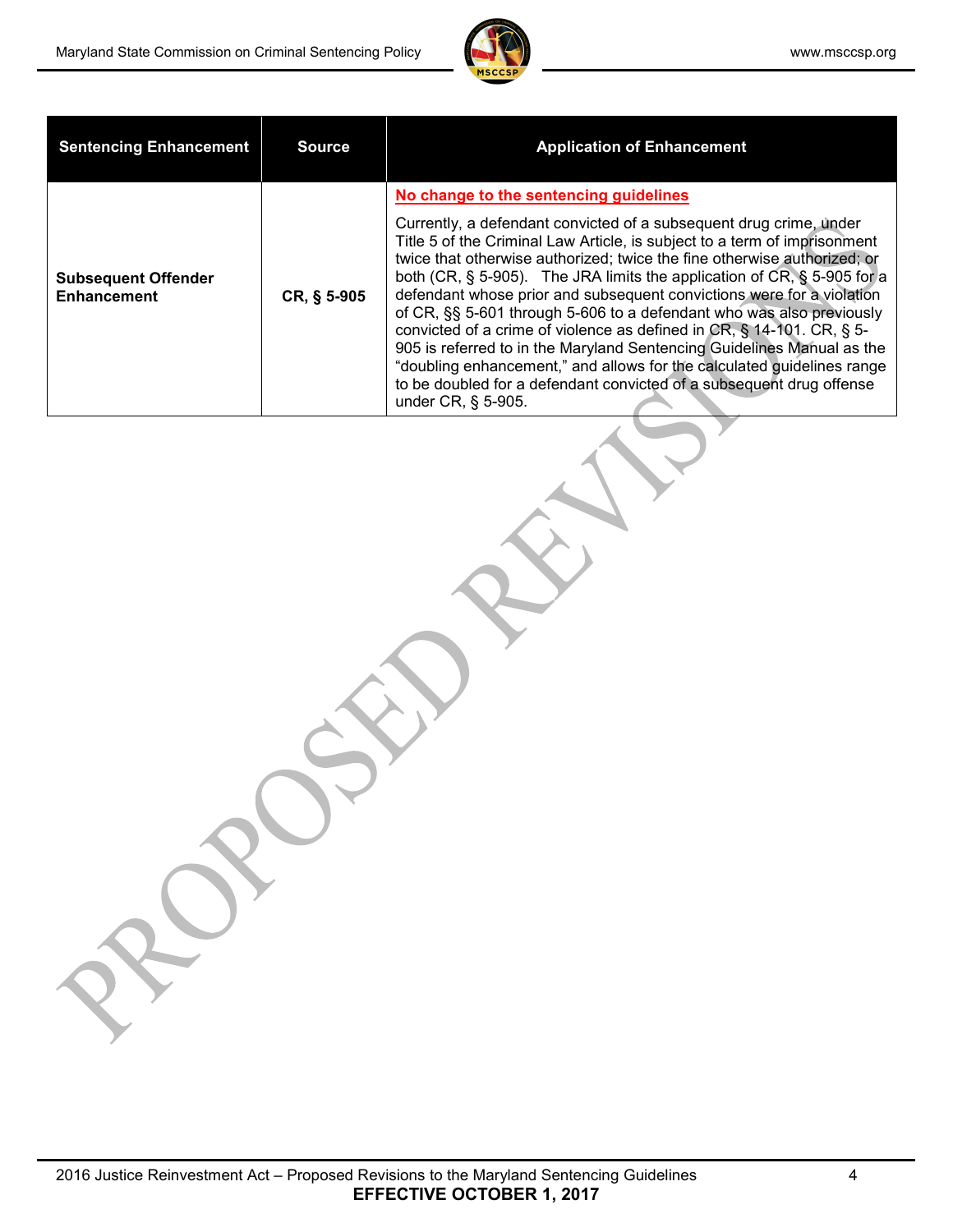| Sentencing Enhancement | Source | Application of Enhancement |
|---|---|---|
| **Subsequent Offender Enhancement** | **CR, § 5-905** | **No change to the sentencing guidelines**<br><br>Currently, a defendant convicted of a subsequent drug crime, under Title 5 of the Criminal Law Article, is subject to a term of imprisonment twice that otherwise authorized; twice the fine otherwise authorized; or both (CR, § 5-905). The JRA limits the application of CR, § 5-905 for a defendant whose prior and subsequent convictions were for a violation of CR, §§ 5-601 through 5-606 to a defendant who was also previously convicted of a crime of violence as defined in CR, § 14-101. CR, § 5-905 is referred to in the Maryland Sentencing Guidelines Manual as the "doubling enhancement," and allows for the calculated guidelines range to be doubled for a defendant convicted of a subsequent drug offense under CR, § 5-905. |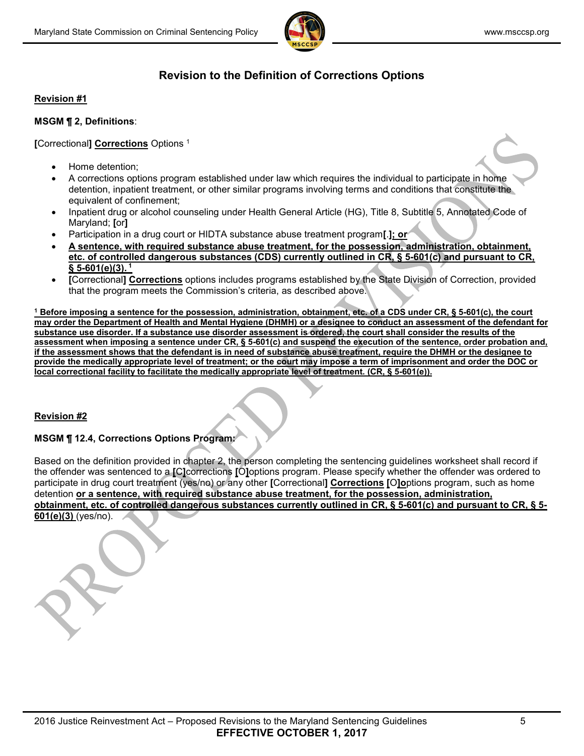## Revision to the Definition of Corrections Options

**Revision #1**

**MSGM ¶ 2, Definitions**:

**[**Correctional**]** **Corrections** Options [1]

- Home detention;
- A corrections options program established under law which requires the individual to participate in home detention, inpatient treatment, or other similar programs involving terms and conditions that constitute the equivalent of confinement;
- Inpatient drug or alcohol counseling under Health General Article (HG), Title 8, Subtitle 5, Annotated Code of Maryland; **[**or**]**
- Participation in a drug court or HIDTA substance abuse treatment program**[.]**; **or**
- **A sentence, with required substance abuse treatment, for the possession, administration, obtainment, etc. of controlled dangerous substances (CDS) currently outlined in CR, § 5-601(c) and pursuant to CR, § 5-601(e)(3).** [1]
- **[**Correctional**]** **Corrections** options includes programs established by the State Division of Correction, provided that the program meets the Commission's criteria, as described above.

[1] **Before imposing a sentence for the possession, administration, obtainment, etc. of a CDS under CR, § 5-601(c), the court may order the Department of Health and Mental Hygiene (DHMH) or a designee to conduct an assessment of the defendant for substance use disorder. If a substance use disorder assessment is ordered, the court shall consider the results of the assessment when imposing a sentence under CR, § 5-601(c) and suspend the execution of the sentence, order probation and, if the assessment shows that the defendant is in need of substance abuse treatment, require the DHMH or the designee to provide the medically appropriate level of treatment; or the court may impose a term of imprisonment and order the DOC or local correctional facility to facilitate the medically appropriate level of treatment. (CR, § 5-601(e)).**

**Revision #2**

**MSGM ¶ 12.4, Corrections Options Program:**

Based on the definition provided in chapter 2, the person completing the sentencing guidelines worksheet shall record if the offender was sentenced to a **[**C**]**corrections **[**O**]**options program. Please specify whether the offender was ordered to participate in drug court treatment (yes/no) or any other **[**Correctional**]** **Corrections** **[**O**]****o**ptions program, such as home detention **or a sentence, with required substance abuse treatment, for the possession, administration, obtainment, etc. of controlled dangerous substances currently outlined in CR, § 5-601(c) and pursuant to CR, § 5-601(e)(3)** (yes/no).

2016 Justice Reinvestment Act – Proposed Revisions to the Maryland Sentencing Guidelines

**EFFECTIVE OCTOBER 1, 2017**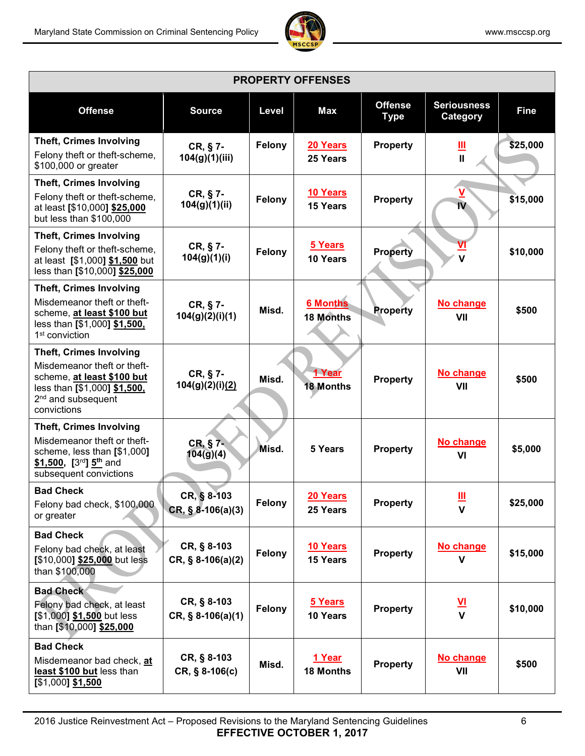| PROPERTY OFFENSES | | | | | | |
|---|---|---|---|---|---|---|
| **Offense** | **Source** | **Level** | **Max** | **Offense Type** | **Seriousness Category** | **Fine** |
| **Theft, Crimes Involving** Felony theft or theft-scheme, $100,000 or greater | **CR, § 7-104(g)(1)(iii)** | **Felony** | **20 Years** 25 Years | **Property** | **III** II | **$25,000** |
| **Theft, Crimes Involving** Felony theft or theft-scheme, at least [$10,000] **$25,000** but less than $100,000 | **CR, § 7-104(g)(1)(ii)** | **Felony** | **10 Years** 15 Years | **Property** | **V** IV | **$15,000** |
| **Theft, Crimes Involving** Felony theft or theft-scheme, at least [$1,000] **$1,500** but less than [$10,000] **$25,000** | **CR, § 7-104(g)(1)(i)** | **Felony** | **5 Years** 10 Years | **Property** | **VI** V | **$10,000** |
| **Theft, Crimes Involving** Misdemeanor theft or theft-scheme, **at least $100 but** less than [$1,000] **$1,500,** 1st conviction | **CR, § 7-104(g)(2)(i)(1)** | **Misd.** | **6 Months** 18 Months | **Property** | **No change** VII | **$500** |
| **Theft, Crimes Involving** Misdemeanor theft or theft-scheme, **at least $100 but** less than [$1,000] **$1,500,** 2nd and subsequent convictions | **CR, § 7-104(g)(2)(i)(2)** | **Misd.** | **1 Year** 18 Months | **Property** | **No change** VII | **$500** |
| **Theft, Crimes Involving** Misdemeanor theft or theft-scheme, less than [$1,000] **$1,500**, [3rd] **5th** and subsequent convictions | **CR, § 7-104(g)(4)** | **Misd.** | **5 Years** | **Property** | **No change** VI | **$5,000** |
| **Bad Check** Felony bad check, $100,000 or greater | **CR, § 8-103 CR, § 8-106(a)(3)** | **Felony** | **20 Years** 25 Years | **Property** | **III** V | **$25,000** |
| **Bad Check** Felony bad check, at least [$10,000] **$25,000** but less than $100,000 | **CR, § 8-103 CR, § 8-106(a)(2)** | **Felony** | **10 Years** 15 Years | **Property** | **No change** V | **$15,000** |
| **Bad Check** Felony bad check, at least [$1,000] **$1,500** but less than [$10,000] **$25,000** | **CR, § 8-103 CR, § 8-106(a)(1)** | **Felony** | **5 Years** 10 Years | **Property** | **VI** V | **$10,000** |
| **Bad Check** Misdemeanor bad check, **at least $100 but** less than [$1,000] **$1,500** | **CR, § 8-103 CR, § 8-106(c)** | **Misd.** | **1 Year** 18 Months | **Property** | **No change** VII | **$500** |

2016 Justice Reinvestment Act – Proposed Revisions to the Maryland Sentencing Guidelines

**EFFECTIVE OCTOBER 1, 2017**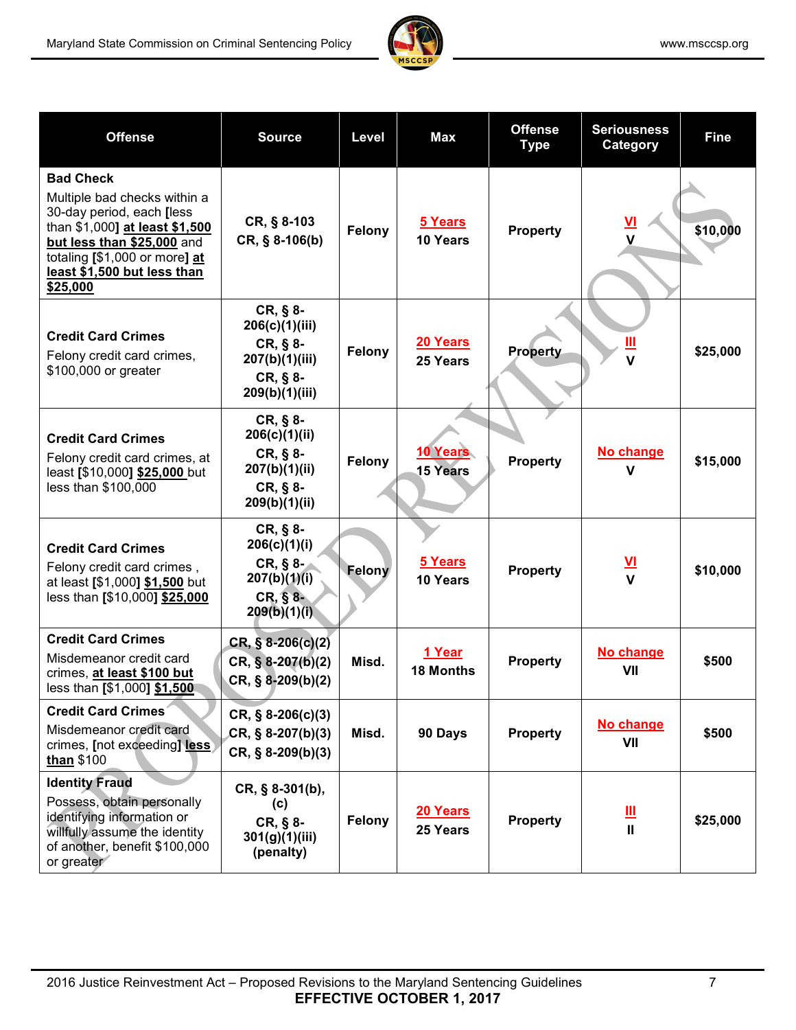| Offense | Source | Level | Max | Offense Type | Seriousness Category | Fine |
|---|---|---|---|---|---|---|
| **Bad Check** Multiple bad checks within a 30-day period, each **[**less than $1,000**]** **at least $1,500 but less than $25,000** and totaling **[**$1,000 or more**]** **at least $1,500 but less than $25,000** | CR, § 8-103 CR, § 8-106(b) | Felony | 5 Years 10 Years | Property | VI V | $10,000 |
| **Credit Card Crimes** Felony credit card crimes, $100,000 or greater | CR, § 8-206(c)(1)(iii) CR, § 8-207(b)(1)(iii) CR, § 8-209(b)(1)(iii) | Felony | 20 Years 25 Years | Property | III V | $25,000 |
| **Credit Card Crimes** Felony credit card crimes, at least **[**$10,000**]** **$25,000** but less than $100,000 | CR, § 8-206(c)(1)(ii) CR, § 8-207(b)(1)(ii) CR, § 8-209(b)(1)(ii) | Felony | 10 Years 15 Years | Property | No change V | $15,000 |
| **Credit Card Crimes** Felony credit card crimes , at least **[**$1,000**]** **$1,500** but less than **[**$10,000**]** **$25,000** | CR, § 8-206(c)(1)(i) CR, § 8-207(b)(1)(i) CR, § 8-209(b)(1)(i) | Felony | 5 Years 10 Years | Property | VI V | $10,000 |
| **Credit Card Crimes** Misdemeanor credit card crimes, **at least $100 but** less than **[**$1,000**]** **$1,500** | CR, § 8-206(c)(2) CR, § 8-207(b)(2) CR, § 8-209(b)(2) | Misd. | 1 Year 18 Months | Property | No change VII | $500 |
| **Credit Card Crimes** Misdemeanor credit card crimes, **[**not exceeding**]** **less than** $100 | CR, § 8-206(c)(3) CR, § 8-207(b)(3) CR, § 8-209(b)(3) | Misd. | 90 Days | Property | No change VII | $500 |
| **Identity Fraud** Possess, obtain personally identifying information or willfully assume the identity of another, benefit $100,000 or greater | CR, § 8-301(b), (c) CR, § 8-301(g)(1)(iii) (penalty) | Felony | 20 Years 25 Years | Property | III II | $25,000 |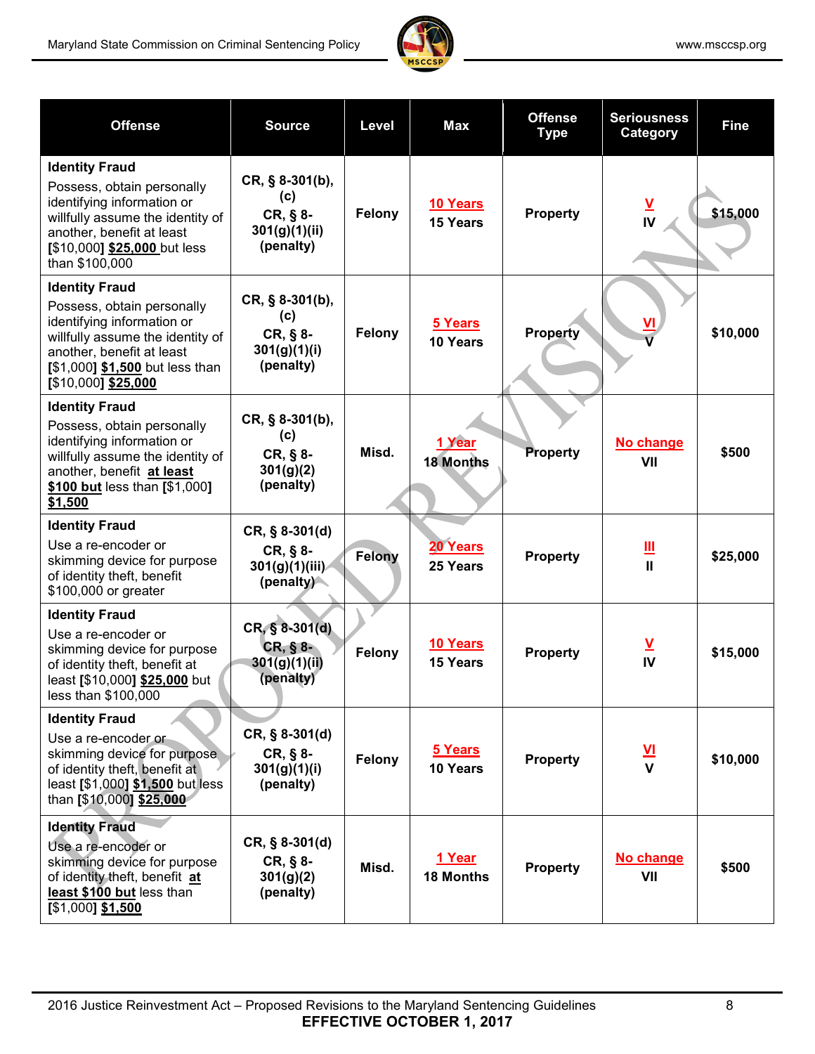| Offense | Source | Level | Max | Offense Type | Seriousness Category | Fine |
|---|---|---|---|---|---|---|
| **Identity Fraud** Possess, obtain personally identifying information or willfully assume the identity of another, benefit at least [$10,000] **$25,000** but less than $100,000 | CR, § 8-301(b), (c) CR, § 8-301(g)(1)(ii) (penalty) | Felony | 10 Years 15 Years | Property | V IV | $15,000 |
| **Identity Fraud** Possess, obtain personally identifying information or willfully assume the identity of another, benefit at least [$1,000] **$1,500** but less than [$10,000] **$25,000** | CR, § 8-301(b), (c) CR, § 8-301(g)(1)(i) (penalty) | Felony | 5 Years 10 Years | Property | VI V | $10,000 |
| **Identity Fraud** Possess, obtain personally identifying information or willfully assume the identity of another, benefit **at least $100 but** less than [$1,000] **$1,500** | CR, § 8-301(b), (c) CR, § 8-301(g)(2) (penalty) | Misd. | 1 Year 18 Months | Property | No change VII | $500 |
| **Identity Fraud** Use a re-encoder or skimming device for purpose of identity theft, benefit $100,000 or greater | CR, § 8-301(d) CR, § 8-301(g)(1)(iii) (penalty) | Felony | 20 Years 25 Years | Property | III II | $25,000 |
| **Identity Fraud** Use a re-encoder or skimming device for purpose of identity theft, benefit at least [$10,000] **$25,000** but less than $100,000 | CR, § 8-301(d) CR, § 8-301(g)(1)(ii) (penalty) | Felony | 10 Years 15 Years | Property | V IV | $15,000 |
| **Identity Fraud** Use a re-encoder or skimming device for purpose of identity theft, benefit at least [$1,000] **$1,500** but less than [$10,000] **$25,000** | CR, § 8-301(d) CR, § 8-301(g)(1)(i) (penalty) | Felony | 5 Years 10 Years | Property | VI V | $10,000 |
| **Identity Fraud** Use a re-encoder or skimming device for purpose of identity theft, benefit **at least $100 but** less than [$1,000] **$1,500** | CR, § 8-301(d) CR, § 8-301(g)(2) (penalty) | Misd. | 1 Year 18 Months | Property | No change VII | $500 |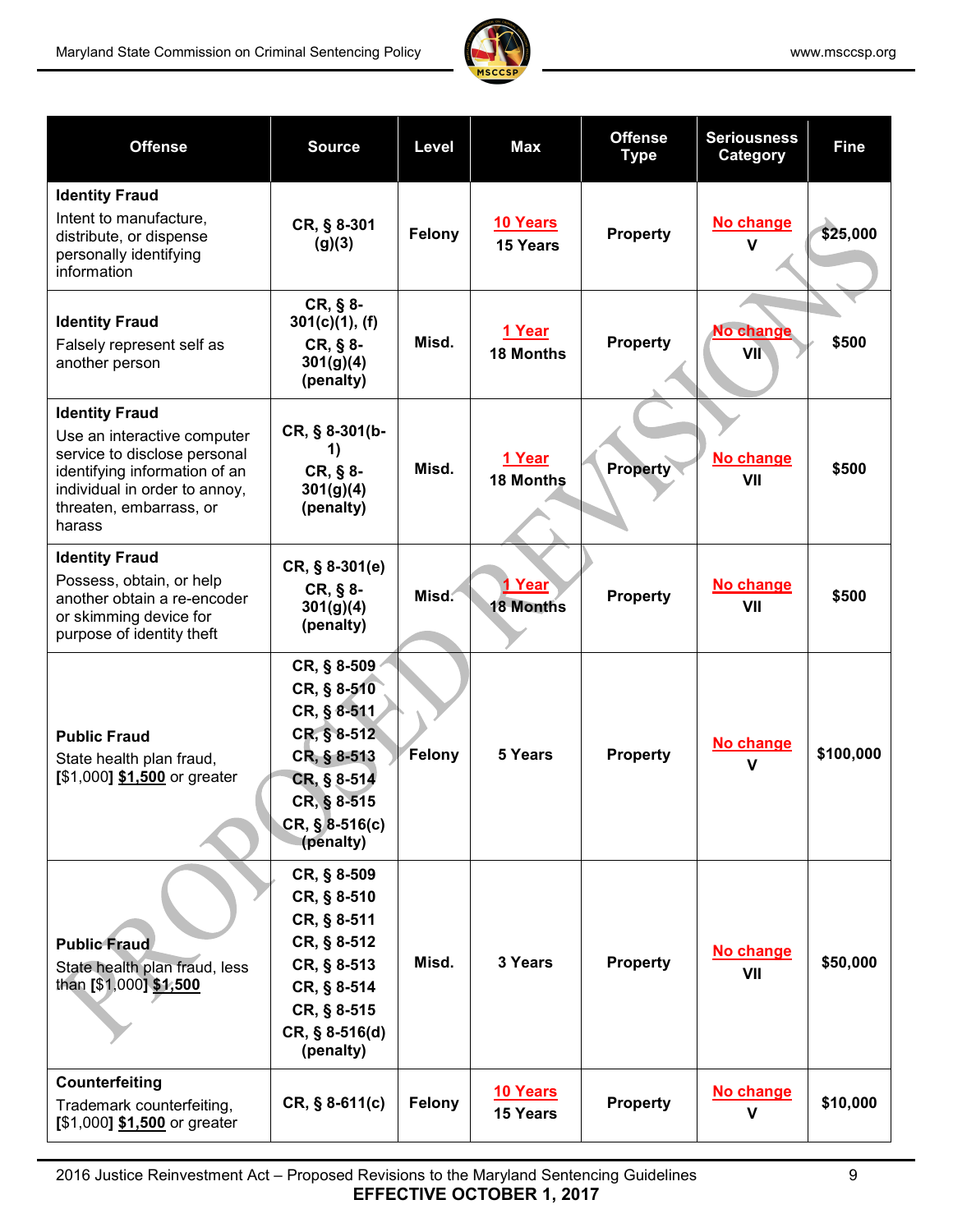| Offense | Source | Level | Max | Offense Type | Seriousness Category | Fine |
|---|---|---|---|---|---|---|
| **Identity Fraud**<br>Intent to manufacture, distribute, or dispense personally identifying information | **CR, § 8-301 (g)(3)** | **Felony** | **10 Years**<br>**15 Years** | **Property** | **No change**<br>**V** | **$25,000** |
| **Identity Fraud**<br>Falsely represent self as another person | **CR, § 8-301(c)(1), (f)**<br>**CR, § 8-301(g)(4) (penalty)** | **Misd.** | **1 Year**<br>**18 Months** | **Property** | **No change**<br>**VII** | **$500** |
| **Identity Fraud**<br>Use an interactive computer service to disclose personal identifying information of an individual in order to annoy, threaten, embarrass, or harass | **CR, § 8-301(b-1)**<br>**CR, § 8-301(g)(4) (penalty)** | **Misd.** | **1 Year**<br>**18 Months** | **Property** | **No change**<br>**VII** | **$500** |
| **Identity Fraud**<br>Possess, obtain, or help another obtain a re-encoder or skimming device for purpose of identity theft | **CR, § 8-301(e)**<br>**CR, § 8-301(g)(4) (penalty)** | **Misd.** | **1 Year**<br>**18 Months** | **Property** | **No change**<br>**VII** | **$500** |
| **Public Fraud**<br>State health plan fraud, [$1,000] **$1,500** or greater | **CR, § 8-509**<br>**CR, § 8-510**<br>**CR, § 8-511**<br>**CR, § 8-512**<br>**CR, § 8-513**<br>**CR, § 8-514**<br>**CR, § 8-515**<br>**CR, § 8-516(c) (penalty)** | **Felony** | **5 Years** | **Property** | **No change**<br>**V** | **$100,000** |
| **Public Fraud**<br>State health plan fraud, less than [$1,000] **$1,500** | **CR, § 8-509**<br>**CR, § 8-510**<br>**CR, § 8-511**<br>**CR, § 8-512**<br>**CR, § 8-513**<br>**CR, § 8-514**<br>**CR, § 8-515**<br>**CR, § 8-516(d) (penalty)** | **Misd.** | **3 Years** | **Property** | **No change**<br>**VII** | **$50,000** |
| **Counterfeiting**<br>Trademark counterfeiting, [$1,000] **$1,500** or greater | **CR, § 8-611(c)** | **Felony** | **10 Years**<br>**15 Years** | **Property** | **No change**<br>**V** | **$10,000** |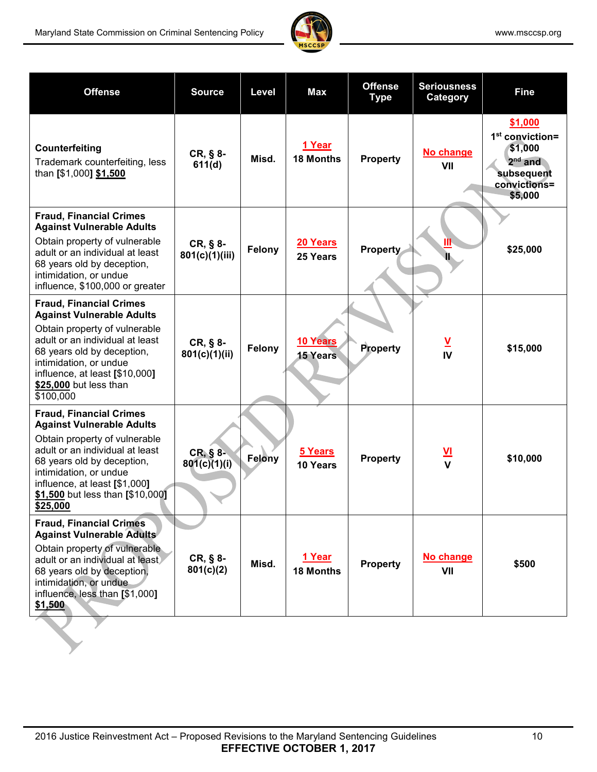| Offense | Source | Level | Max | Offense Type | Seriousness Category | Fine |
|---|---|---|---|---|---|---|
| **Counterfeiting** Trademark counterfeiting, less than **[**$1,000**]** **$1,500** | CR, § 8-611(d) | Misd. | **1 Year** 18 Months | Property | **No change** VII | **$1,000** 1st conviction= $1,000 2nd and subsequent convictions= $5,000 |
| **Fraud, Financial Crimes Against Vulnerable Adults** Obtain property of vulnerable adult or an individual at least 68 years old by deception, intimidation, or undue influence, $100,000 or greater | CR, § 8-801(c)(1)(iii) | Felony | **20 Years** 25 Years | Property | **III** II | $25,000 |
| **Fraud, Financial Crimes Against Vulnerable Adults** Obtain property of vulnerable adult or an individual at least 68 years old by deception, intimidation, or undue influence, at least **[**$10,000**]** **$25,000** but less than $100,000 | CR, § 8-801(c)(1)(ii) | Felony | **10 Years** 15 Years | Property | **V** IV | $15,000 |
| **Fraud, Financial Crimes Against Vulnerable Adults** Obtain property of vulnerable adult or an individual at least 68 years old by deception, intimidation, or undue influence, at least **[**$1,000**]** **$1,500** but less than **[**$10,000**]** **$25,000** | CR, § 8-801(c)(1)(i) | Felony | **5 Years** 10 Years | Property | **VI** V | $10,000 |
| **Fraud, Financial Crimes Against Vulnerable Adults** Obtain property of vulnerable adult or an individual at least 68 years old by deception, intimidation, or undue influence, less than **[**$1,000**]** **$1,500** | CR, § 8-801(c)(2) | Misd. | **1 Year** 18 Months | Property | **No change** VII | $500 |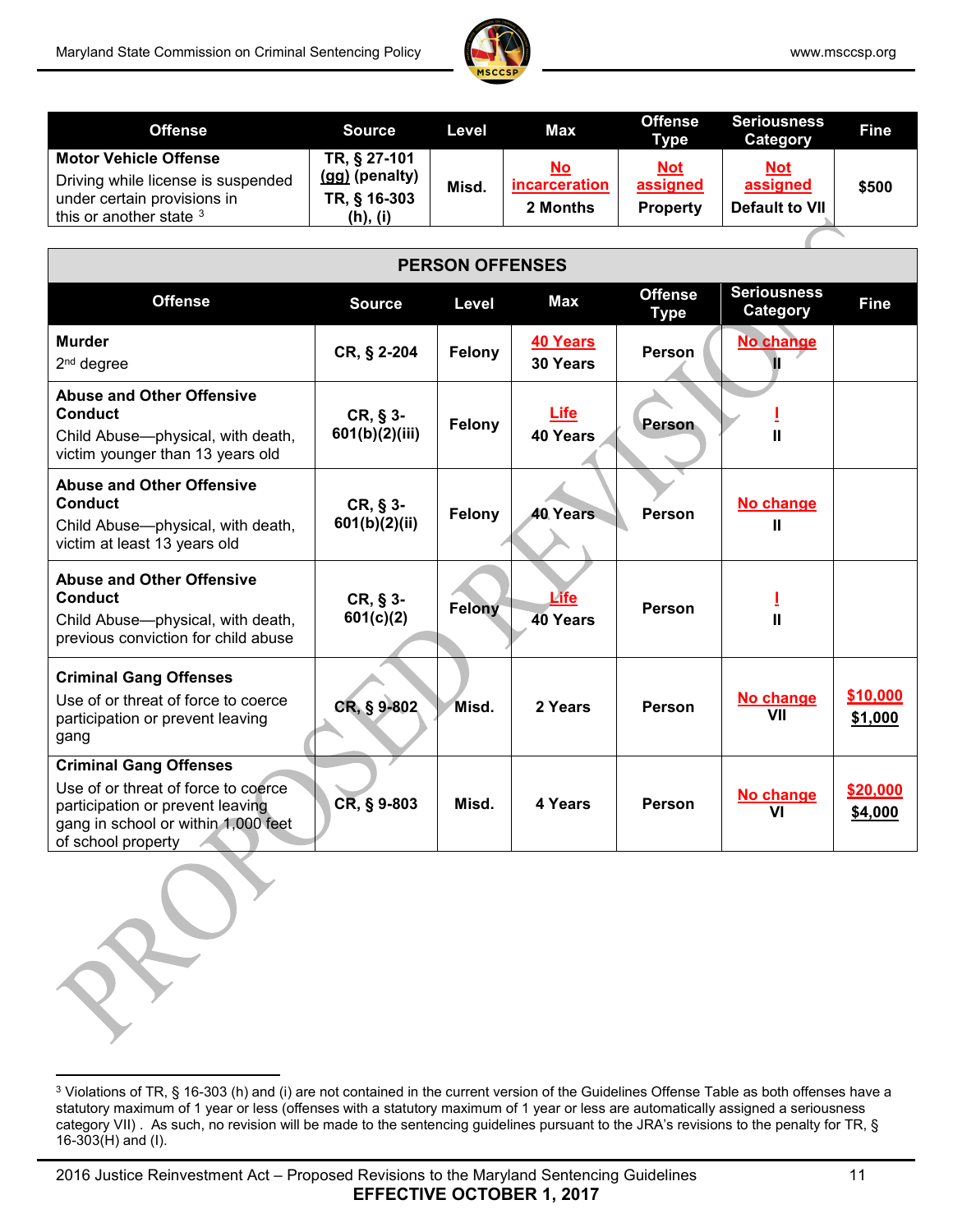| Offense | Source | Level | Max | Offense Type | Seriousness Category | Fine |
|---|---|---|---|---|---|---|
| **Motor Vehicle Offense** Driving while license is suspended under certain provisions in this or another state [3] | **TR, § 27-101 (gg) (penalty) TR, § 16-303 (h), (i)** | **Misd.** | **No incarceration** **2 Months** | **Not assigned** **Property** | **Not assigned** **Default to VII** | **$500** |

| PERSON OFFENSES | | | | | | |
|---|---|---|---|---|---|---|
| **Offense** | **Source** | **Level** | **Max** | **Offense Type** | **Seriousness Category** | **Fine** |
| **Murder** 2nd degree | **CR, § 2-204** | **Felony** | **40 Years** **30 Years** | **Person** | **No change** **II** | |
| **Abuse and Other Offensive Conduct** Child Abuse—physical, with death, victim younger than 13 years old | **CR, § 3-601(b)(2)(iii)** | **Felony** | **Life** **40 Years** | **Person** | **I** **II** | |
| **Abuse and Other Offensive Conduct** Child Abuse—physical, with death, victim at least 13 years old | **CR, § 3-601(b)(2)(ii)** | **Felony** | **40 Years** | **Person** | **No change** **II** | |
| **Abuse and Other Offensive Conduct** Child Abuse—physical, with death, previous conviction for child abuse | **CR, § 3-601(c)(2)** | **Felony** | **Life** **40 Years** | **Person** | **I** **II** | |
| **Criminal Gang Offenses** Use of or threat of force to coerce participation or prevent leaving gang | **CR, § 9-802** | **Misd.** | **2 Years** | **Person** | **No change** **VII** | **$10,000** **$1,000** |
| **Criminal Gang Offenses** Use of or threat of force to coerce participation or prevent leaving gang in school or within 1,000 feet of school property | **CR, § 9-803** | **Misd.** | **4 Years** | **Person** | **No change** **VI** | **$20,000** **$4,000** |

[3] Violations of TR, § 16-303 (h) and (i) are not contained in the current version of the Guidelines Offense Table as both offenses have a statutory maximum of 1 year or less (offenses with a statutory maximum of 1 year or less are automatically assigned a seriousness category VII) . As such, no revision will be made to the sentencing guidelines pursuant to the JRA's revisions to the penalty for TR, § 16-303(H) and (I).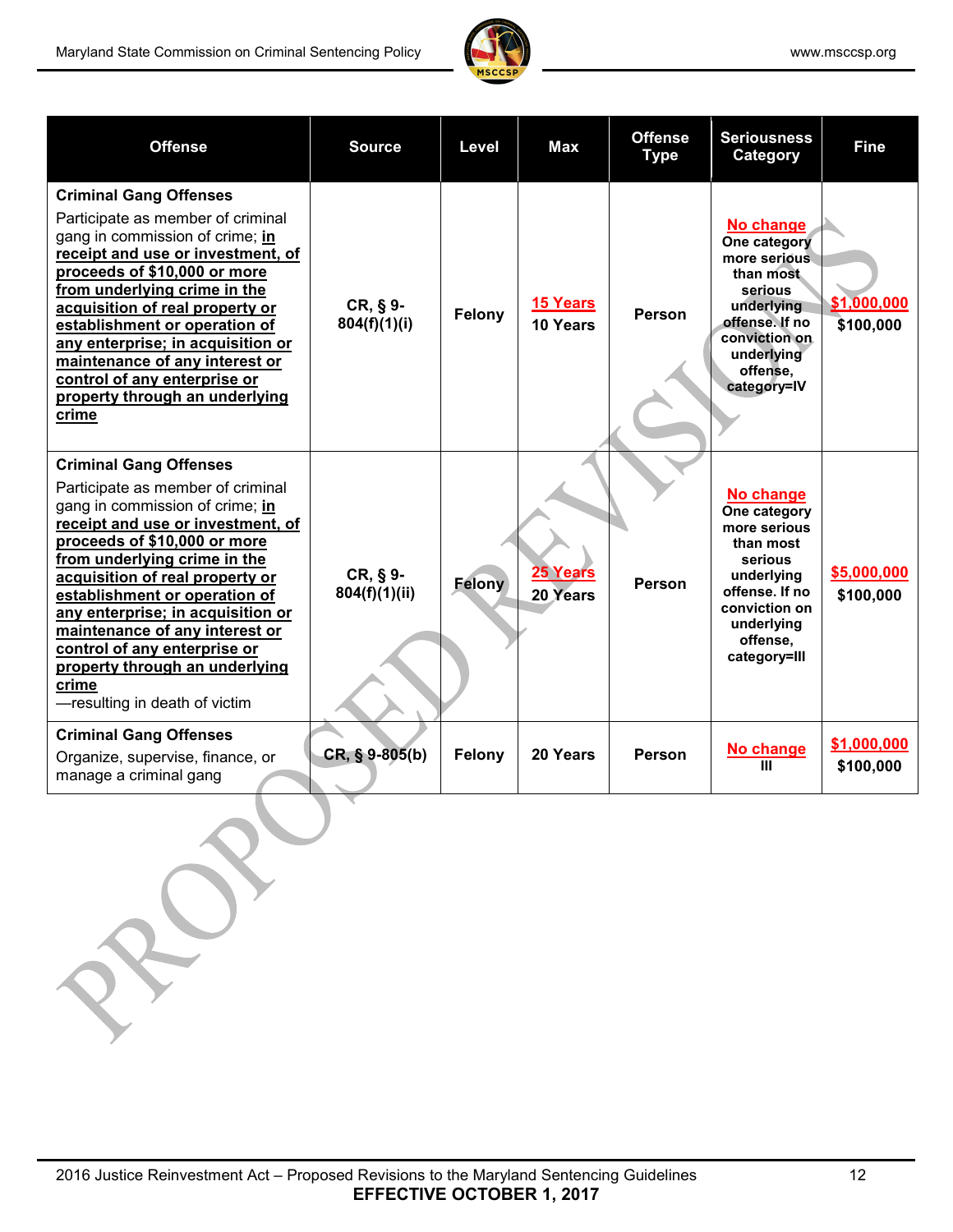| Offense | Source | Level | Max | Offense Type | Seriousness Category | Fine |
|---|---|---|---|---|---|---|
| **Criminal Gang Offenses** Participate as member of criminal gang in commission of crime; **in receipt and use or investment, of proceeds of $10,000 or more from underlying crime in the acquisition of real property or establishment or operation of any enterprise; in acquisition or maintenance of any interest or control of any enterprise or property through an underlying crime** | CR, § 9-804(f)(1)(i) | Felony | **15 Years** 10 Years | Person | **No change** One category more serious than most serious underlying offense. If no conviction on underlying offense, category=IV | **$1,000,000** $100,000 |
| **Criminal Gang Offenses** Participate as member of criminal gang in commission of crime; **in receipt and use or investment, of proceeds of $10,000 or more from underlying crime in the acquisition of real property or establishment or operation of any enterprise; in acquisition or maintenance of any interest or control of any enterprise or property through an underlying crime** —resulting in death of victim | CR, § 9-804(f)(1)(ii) | Felony | **25 Years** 20 Years | Person | **No change** One category more serious than most serious underlying offense. If no conviction on underlying offense, category=III | **$5,000,000** $100,000 |
| **Criminal Gang Offenses** Organize, supervise, finance, or manage a criminal gang | CR, § 9-805(b) | Felony | 20 Years | Person | **No change** III | **$1,000,000** $100,000 |